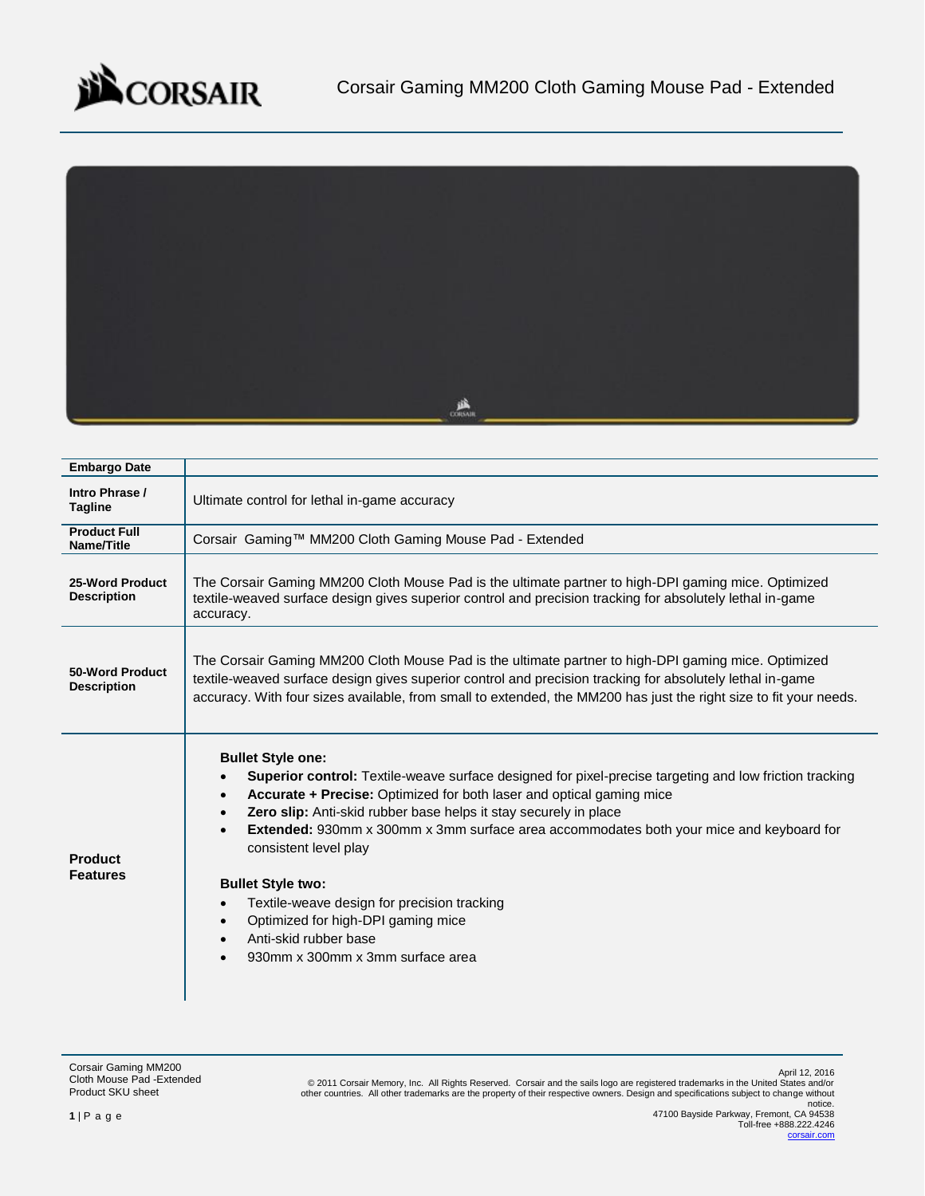# Corsair Gaming MM200 Cloth Gaming Mouse Pad - Extended

| Embargo Date | |
|---|---|
| Intro Phrase / Tagline | Ultimate control for lethal in-game accuracy |
| Product Full Name/Title | Corsair Gaming™ MM200 Cloth Gaming Mouse Pad - Extended |
| 25-Word Product Description | The Corsair Gaming MM200 Cloth Mouse Pad is the ultimate partner to high-DPI gaming mice. Optimized textile-weaved surface design gives superior control and precision tracking for absolutely lethal in-game accuracy. |
| 50-Word Product Description | The Corsair Gaming MM200 Cloth Mouse Pad is the ultimate partner to high-DPI gaming mice. Optimized textile-weaved surface design gives superior control and precision tracking for absolutely lethal in-game accuracy. With four sizes available, from small to extended, the MM200 has just the right size to fit your needs. |
| Product Features | **Bullet Style one:**<br>• **Superior control:** Textile-weave surface designed for pixel-precise targeting and low friction tracking<br>• **Accurate + Precise:** Optimized for both laser and optical gaming mice<br>• **Zero slip:** Anti-skid rubber base helps it stay securely in place<br>• **Extended:** 930mm x 300mm x 3mm surface area accommodates both your mice and keyboard for consistent level play<br><br>**Bullet Style two:**<br>• Textile-weave design for precision tracking<br>• Optimized for high-DPI gaming mice<br>• Anti-skid rubber base<br>• 930mm x 300mm x 3mm surface area |

Corsair Gaming MM200
Cloth Mouse Pad -Extended
Product SKU sheet

April 12, 2016
© 2011 Corsair Memory, Inc. All Rights Reserved. Corsair and the sails logo are registered trademarks in the United States and/or other countries. All other trademarks are the property of their respective owners. Design and specifications subject to change without notice.
47100 Bayside Parkway, Fremont, CA 94538
Toll-free +888.222.4246
corsair.com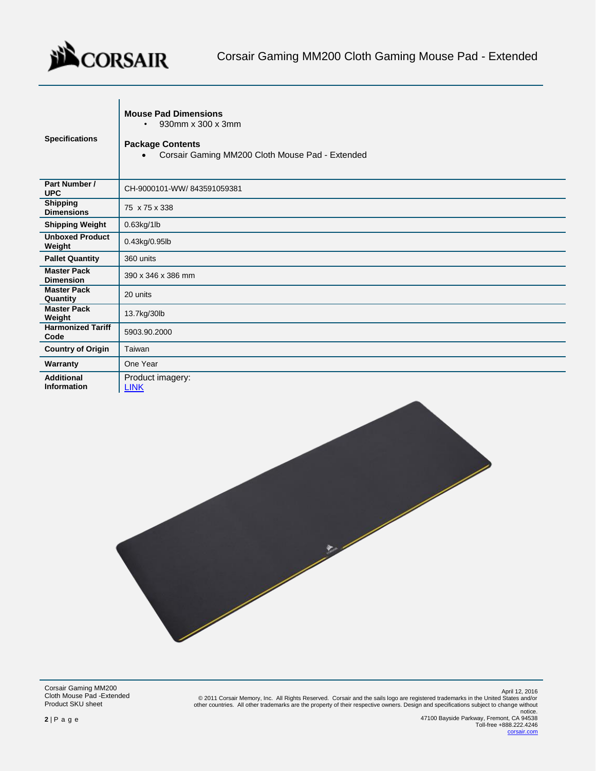| | |
|---|---|
| **Specifications** | **Mouse Pad Dimensions**<br>• 930mm x 300 x 3mm<br><br>**Package Contents**<br>• Corsair Gaming MM200 Cloth Mouse Pad - Extended |
| **Part Number / UPC** | CH-9000101-WW/ 843591059381 |
| **Shipping Dimensions** | 75 x 75 x 338 |
| **Shipping Weight** | 0.63kg/1lb |
| **Unboxed Product Weight** | 0.43kg/0.95lb |
| **Pallet Quantity** | 360 units |
| **Master Pack Dimension** | 390 x 346 x 386 mm |
| **Master Pack Quantity** | 20 units |
| **Master Pack Weight** | 13.7kg/30lb |
| **Harmonized Tariff Code** | 5903.90.2000 |
| **Country of Origin** | Taiwan |
| **Warranty** | One Year |
| **Additional Information** | Product imagery: LINK |

Corsair Gaming MM200 Cloth Mouse Pad -Extended Product SKU sheet

April 12, 2016
© 2011 Corsair Memory, Inc. All Rights Reserved. Corsair and the sails logo are registered trademarks in the United States and/or other countries. All other trademarks are the property of their respective owners. Design and specifications subject to change without notice.
47100 Bayside Parkway, Fremont, CA 94538
Toll-free +888.222.4246
corsair.com